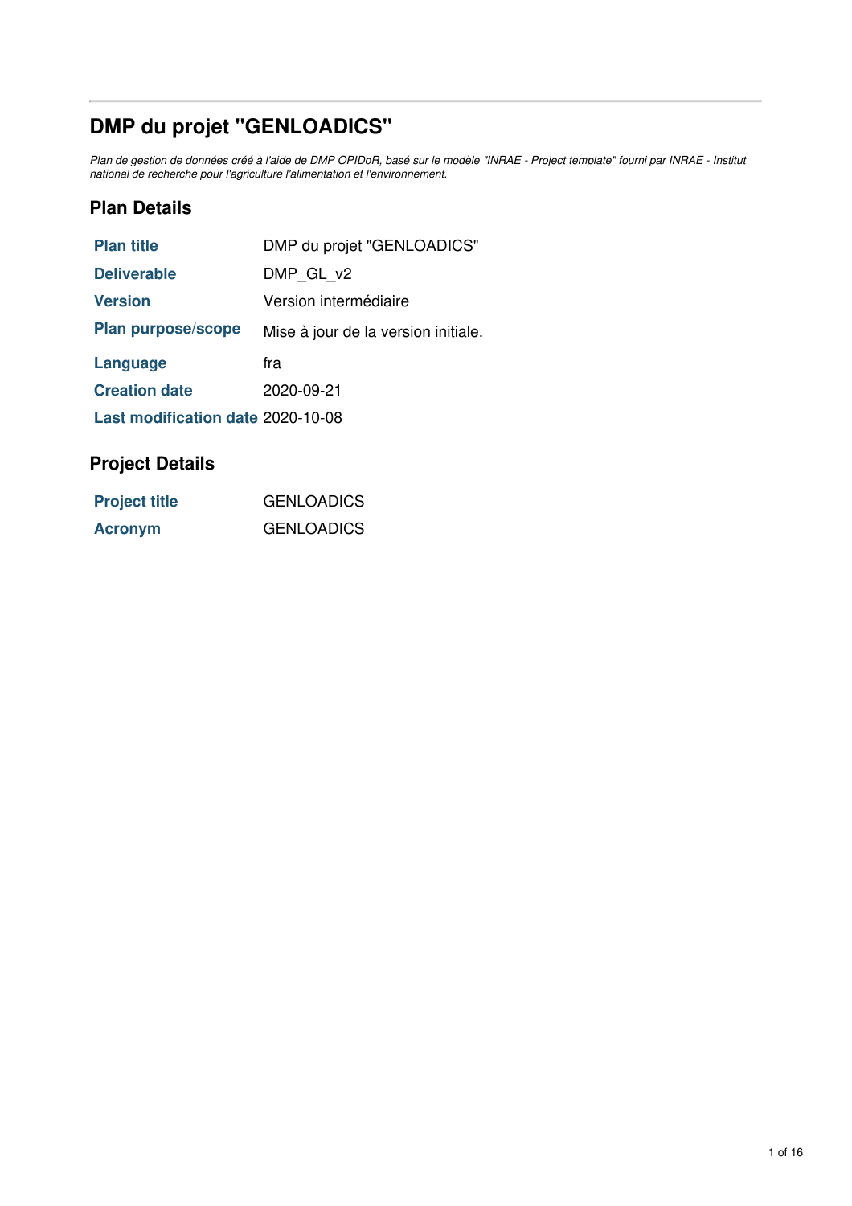# DMP du projet "GENLOADICS"

*Plan de gestion de données créé à l'aide de DMP OPIDoR, basé sur le modèle "INRAE - Project template" fourni par INRAE - Institut national de recherche pour l'agriculture l'alimentation et l'environnement.*

## Plan Details

| | |
|---|---|
| **Plan title** | DMP du projet "GENLOADICS" |
| **Deliverable** | DMP_GL_v2 |
| **Version** | Version intermédiaire |
| **Plan purpose/scope** | Mise à jour de la version initiale. |
| **Language** | fra |
| **Creation date** | 2020-09-21 |
| **Last modification date** | 2020-10-08 |

## Project Details

| | |
|---|---|
| **Project title** | GENLOADICS |
| **Acronym** | GENLOADICS |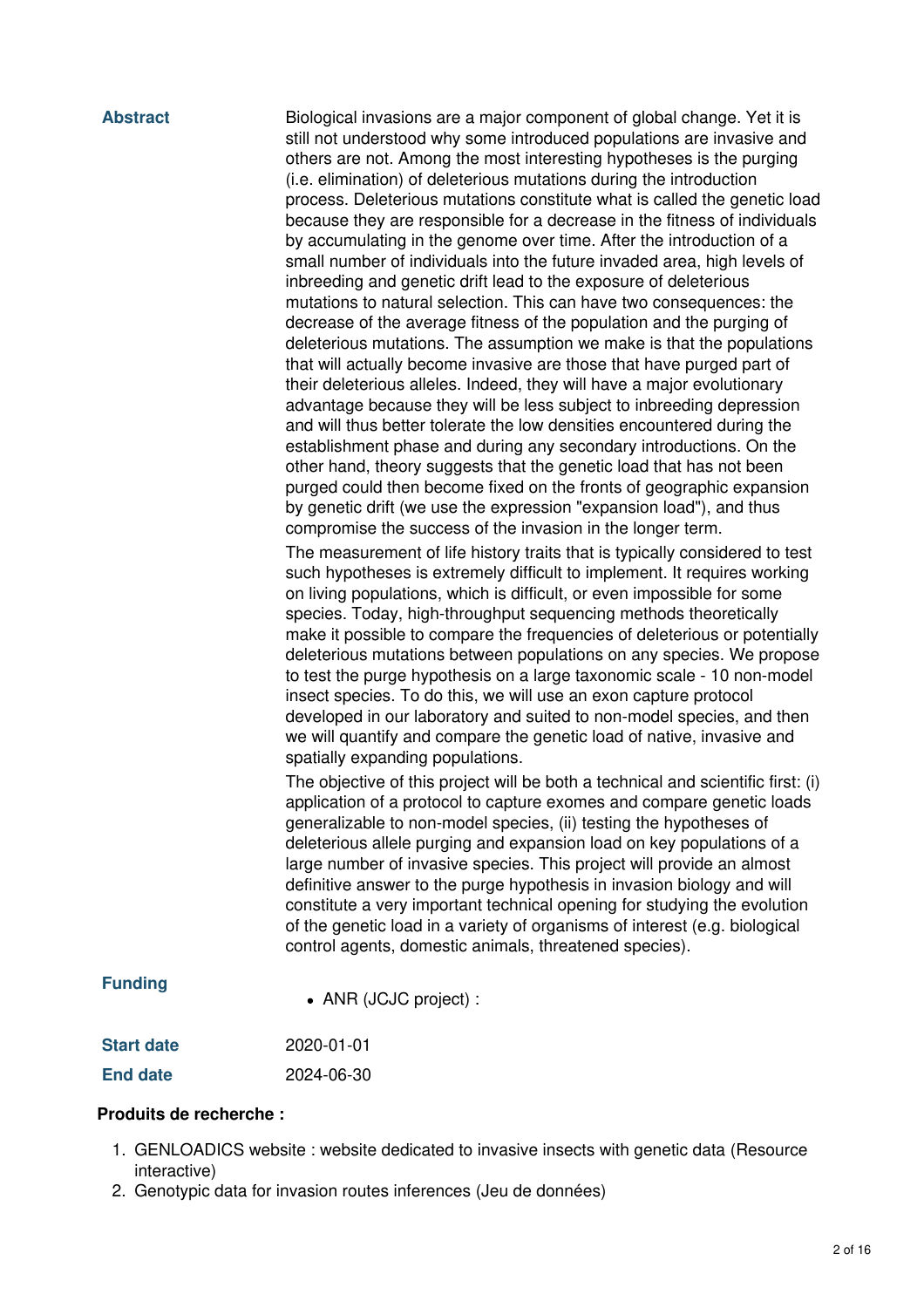**Abstract**

Biological invasions are a major component of global change. Yet it is still not understood why some introduced populations are invasive and others are not. Among the most interesting hypotheses is the purging (i.e. elimination) of deleterious mutations during the introduction process. Deleterious mutations constitute what is called the genetic load because they are responsible for a decrease in the fitness of individuals by accumulating in the genome over time. After the introduction of a small number of individuals into the future invaded area, high levels of inbreeding and genetic drift lead to the exposure of deleterious mutations to natural selection. This can have two consequences: the decrease of the average fitness of the population and the purging of deleterious mutations. The assumption we make is that the populations that will actually become invasive are those that have purged part of their deleterious alleles. Indeed, they will have a major evolutionary advantage because they will be less subject to inbreeding depression and will thus better tolerate the low densities encountered during the establishment phase and during any secondary introductions. On the other hand, theory suggests that the genetic load that has not been purged could then become fixed on the fronts of geographic expansion by genetic drift (we use the expression "expansion load"), and thus compromise the success of the invasion in the longer term.

The measurement of life history traits that is typically considered to test such hypotheses is extremely difficult to implement. It requires working on living populations, which is difficult, or even impossible for some species. Today, high-throughput sequencing methods theoretically make it possible to compare the frequencies of deleterious or potentially deleterious mutations between populations on any species. We propose to test the purge hypothesis on a large taxonomic scale - 10 non-model insect species. To do this, we will use an exon capture protocol developed in our laboratory and suited to non-model species, and then we will quantify and compare the genetic load of native, invasive and spatially expanding populations.

The objective of this project will be both a technical and scientific first: (i) application of a protocol to capture exomes and compare genetic loads generalizable to non-model species, (ii) testing the hypotheses of deleterious allele purging and expansion load on key populations of a large number of invasive species. This project will provide an almost definitive answer to the purge hypothesis in invasion biology and will constitute a very important technical opening for studying the evolution of the genetic load in a variety of organisms of interest (e.g. biological control agents, domestic animals, threatened species).

**Funding**

- ANR (JCJC project) :

**Start date** 2020-01-01

**End date** 2024-06-30

**Produits de recherche :**

1. GENLOADICS website : website dedicated to invasive insects with genetic data (Resource interactive)
2. Genotypic data for invasion routes inferences (Jeu de données)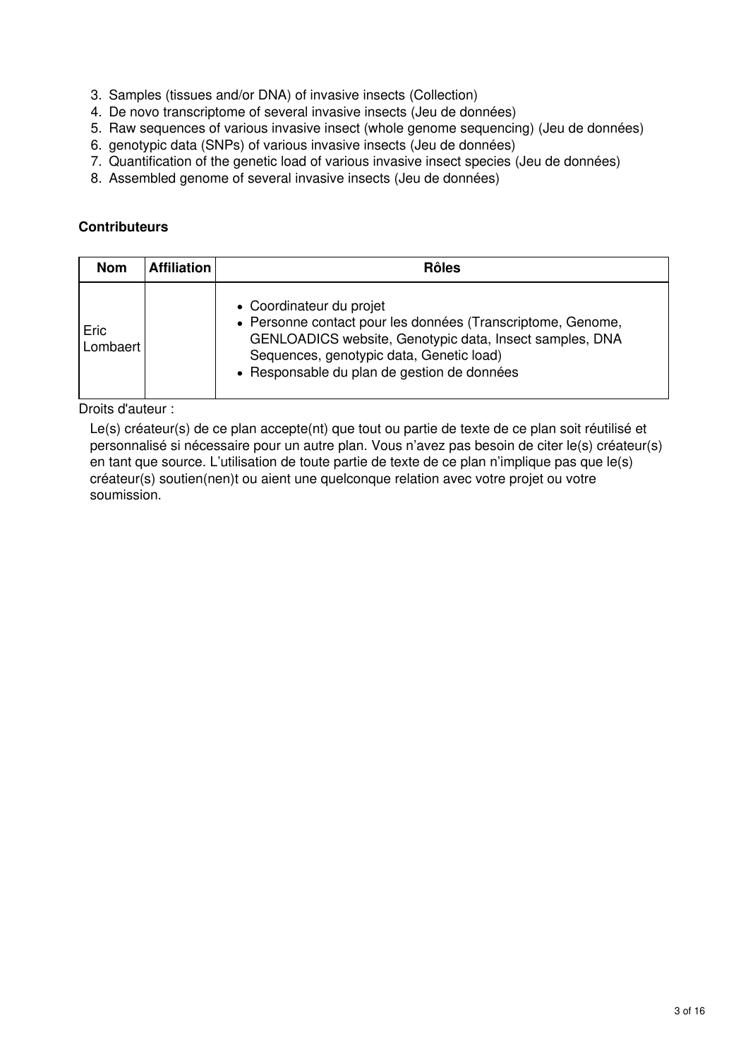3. Samples (tissues and/or DNA) of invasive insects (Collection)
4. De novo transcriptome of several invasive insects (Jeu de données)
5. Raw sequences of various invasive insect (whole genome sequencing) (Jeu de données)
6. genotypic data (SNPs) of various invasive insects (Jeu de données)
7. Quantification of the genetic load of various invasive insect species (Jeu de données)
8. Assembled genome of several invasive insects (Jeu de données)

**Contributeurs**

| Nom | Affiliation | Rôles |
|---|---|---|
| Eric Lombaert | | • Coordinateur du projet<br>• Personne contact pour les données (Transcriptome, Genome, GENLOADICS website, Genotypic data, Insect samples, DNA Sequences, genotypic data, Genetic load)<br>• Responsable du plan de gestion de données |

Droits d'auteur :

Le(s) créateur(s) de ce plan accepte(nt) que tout ou partie de texte de ce plan soit réutilisé et personnalisé si nécessaire pour un autre plan. Vous n'avez pas besoin de citer le(s) créateur(s) en tant que source. L'utilisation de toute partie de texte de ce plan n'implique pas que le(s) créateur(s) soutien(nen)t ou aient une quelconque relation avec votre projet ou votre soumission.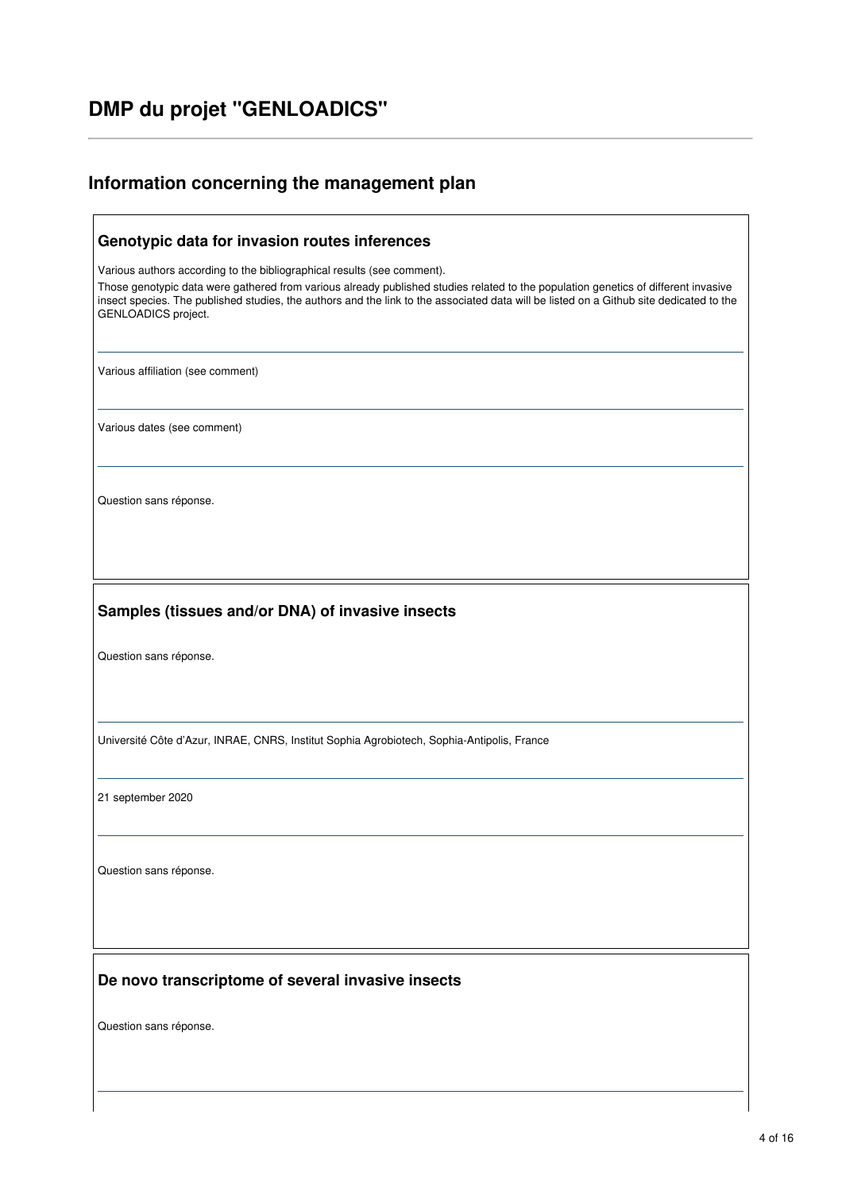# DMP du projet "GENLOADICS"

## Information concerning the management plan

### Genotypic data for invasion routes inferences

Various authors according to the bibliographical results (see comment).

Those genotypic data were gathered from various already published studies related to the population genetics of different invasive insect species. The published studies, the authors and the link to the associated data will be listed on a Github site dedicated to the GENLOADICS project.

---

Various affiliation (see comment)

---

Various dates (see comment)

---

Question sans réponse.

### Samples (tissues and/or DNA) of invasive insects

Question sans réponse.

---

Université Côte d'Azur, INRAE, CNRS, Institut Sophia Agrobiotech, Sophia-Antipolis, France

---

21 september 2020

---

Question sans réponse.

### De novo transcriptome of several invasive insects

Question sans réponse.

---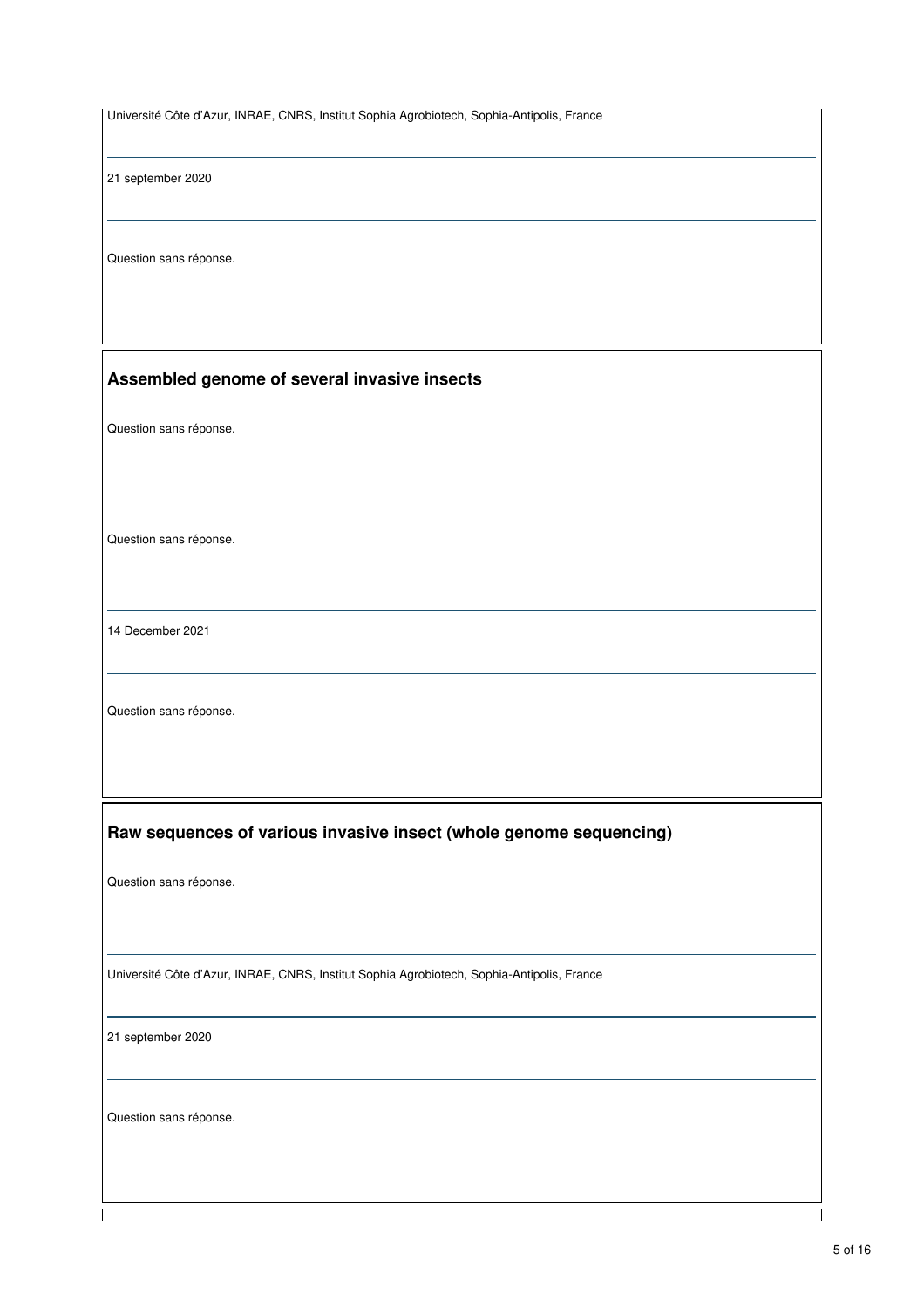Université Côte d'Azur, INRAE, CNRS, Institut Sophia Agrobiotech, Sophia-Antipolis, France

21 september 2020

Question sans réponse.

## Assembled genome of several invasive insects

Question sans réponse.

Question sans réponse.

14 December 2021

Question sans réponse.

## Raw sequences of various invasive insect (whole genome sequencing)

Question sans réponse.

Université Côte d'Azur, INRAE, CNRS, Institut Sophia Agrobiotech, Sophia-Antipolis, France

21 september 2020

Question sans réponse.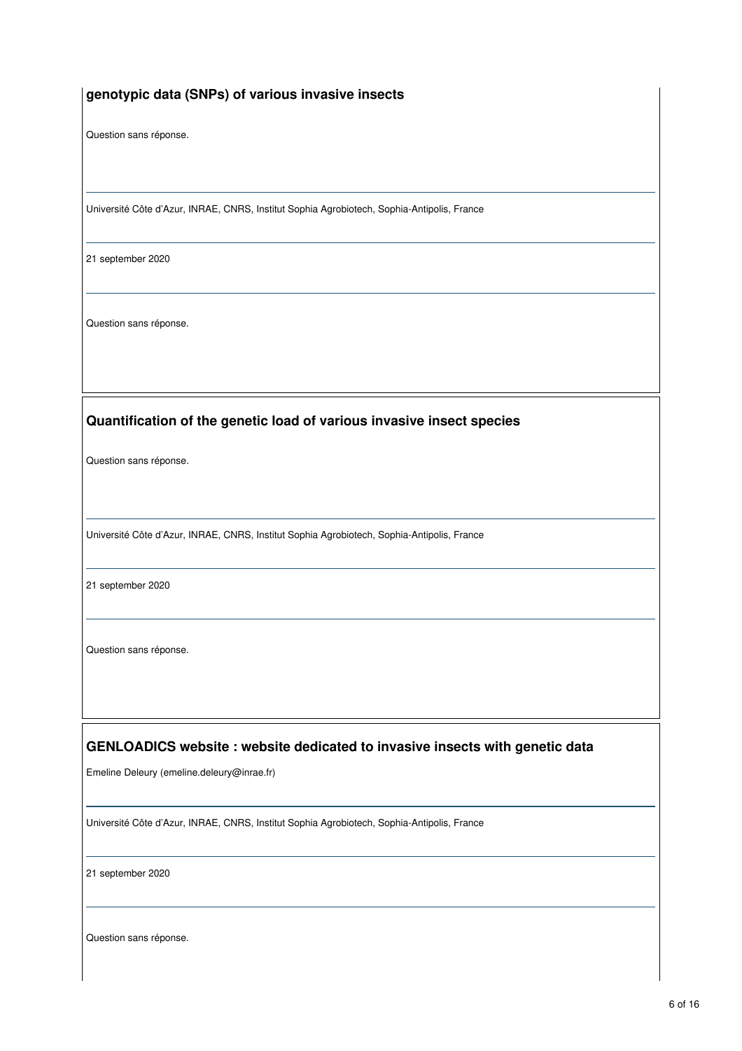### genotypic data (SNPs) of various invasive insects

Question sans réponse.

Université Côte d'Azur, INRAE, CNRS, Institut Sophia Agrobiotech, Sophia-Antipolis, France

21 september 2020

Question sans réponse.

### Quantification of the genetic load of various invasive insect species

Question sans réponse.

Université Côte d'Azur, INRAE, CNRS, Institut Sophia Agrobiotech, Sophia-Antipolis, France

21 september 2020

Question sans réponse.

### GENLOADICS website : website dedicated to invasive insects with genetic data

Emeline Deleury (emeline.deleury@inrae.fr)

Université Côte d'Azur, INRAE, CNRS, Institut Sophia Agrobiotech, Sophia-Antipolis, France

21 september 2020

Question sans réponse.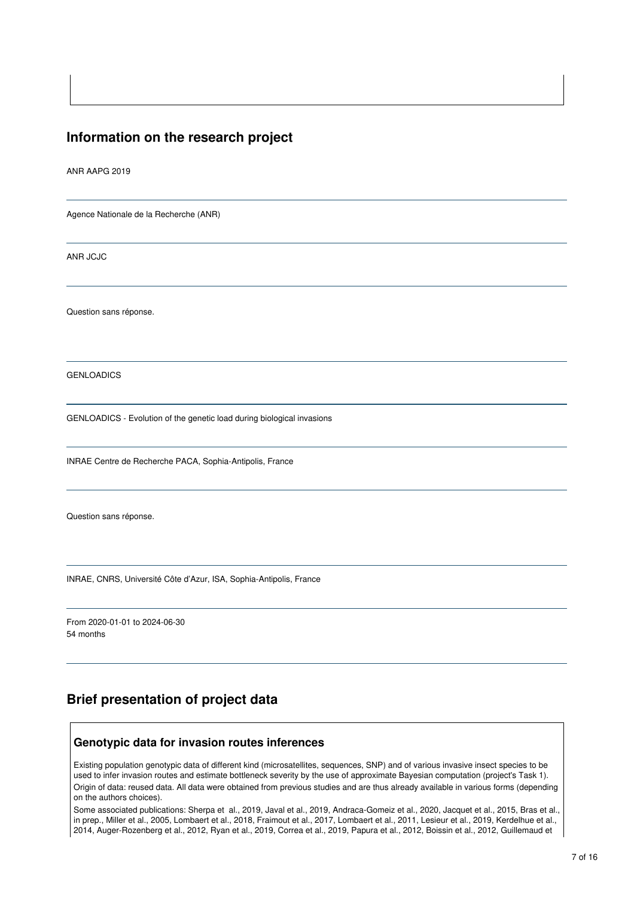## Information on the research project

ANR AAPG 2019

---

Agence Nationale de la Recherche (ANR)

---

ANR JCJC

---

Question sans réponse.

---

GENLOADICS

---

GENLOADICS - Evolution of the genetic load during biological invasions

---

INRAE Centre de Recherche PACA, Sophia-Antipolis, France

---

Question sans réponse.

---

INRAE, CNRS, Université Côte d'Azur, ISA, Sophia-Antipolis, France

---

From 2020-01-01 to 2024-06-30
54 months

---

## Brief presentation of project data

### Genotypic data for invasion routes inferences

Existing population genotypic data of different kind (microsatellites, sequences, SNP) and of various invasive insect species to be used to infer invasion routes and estimate bottleneck severity by the use of approximate Bayesian computation (project's Task 1).

Origin of data: reused data. All data were obtained from previous studies and are thus already available in various forms (depending on the authors choices).

Some associated publications: Sherpa et al., 2019, Javal et al., 2019, Andraca-Gomeiz et al., 2020, Jacquet et al., 2015, Bras et al., in prep., Miller et al., 2005, Lombaert et al., 2018, Fraimout et al., 2017, Lombaert et al., 2011, Lesieur et al., 2019, Kerdelhue et al., 2014, Auger-Rozenberg et al., 2012, Ryan et al., 2019, Correa et al., 2019, Papura et al., 2012, Boissin et al., 2012, Guillemaud et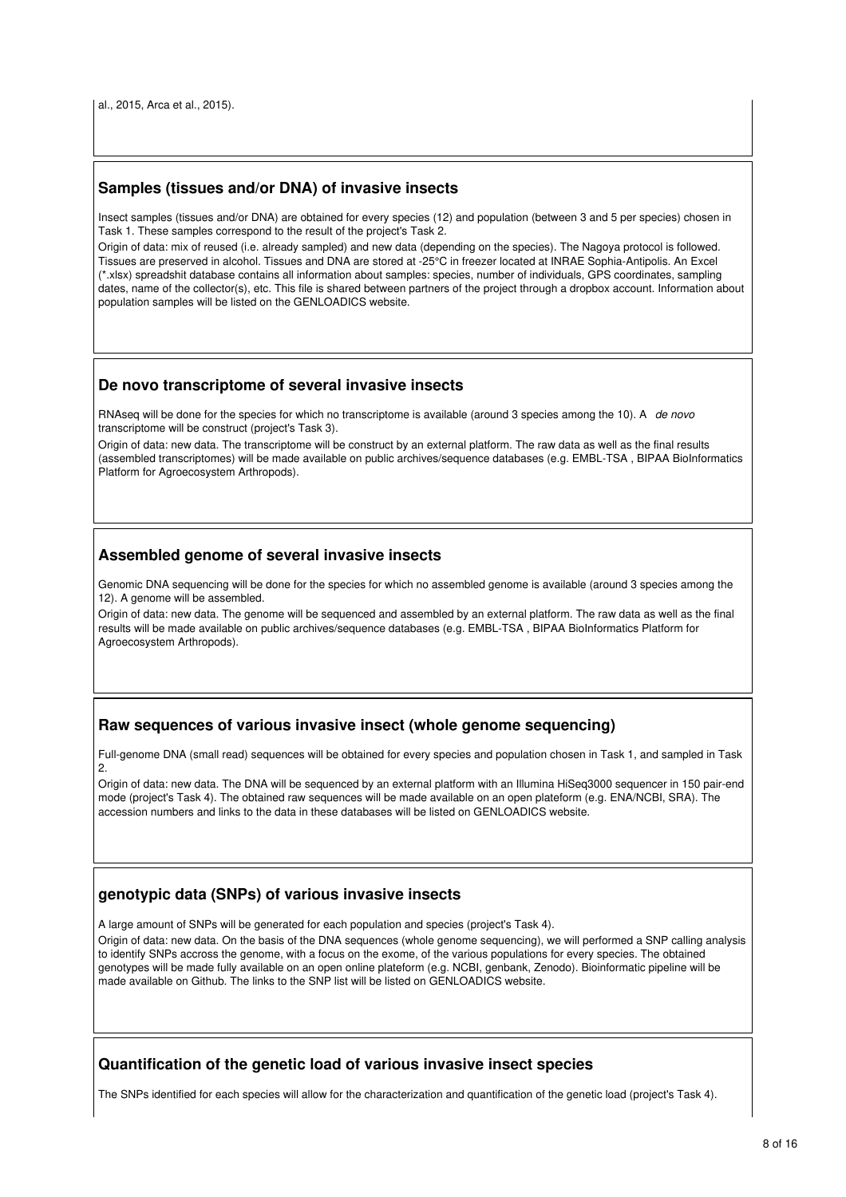al., 2015, Arca et al., 2015).

### Samples (tissues and/or DNA) of invasive insects

Insect samples (tissues and/or DNA) are obtained for every species (12) and population (between 3 and 5 per species) chosen in Task 1. These samples correspond to the result of the project's Task 2.

Origin of data: mix of reused (i.e. already sampled) and new data (depending on the species). The Nagoya protocol is followed. Tissues are preserved in alcohol. Tissues and DNA are stored at -25°C in freezer located at INRAE Sophia-Antipolis. An Excel (*.xlsx) spreadshit database contains all information about samples: species, number of individuals, GPS coordinates, sampling dates, name of the collector(s), etc. This file is shared between partners of the project through a dropbox account. Information about population samples will be listed on the GENLOADICS website.

### De novo transcriptome of several invasive insects

RNAseq will be done for the species for which no transcriptome is available (around 3 species among the 10). A *de novo* transcriptome will be construct (project's Task 3).

Origin of data: new data. The transcriptome will be construct by an external platform. The raw data as well as the final results (assembled transcriptomes) will be made available on public archives/sequence databases (e.g. EMBL-TSA , BIPAA BioInformatics Platform for Agroecosystem Arthropods).

### Assembled genome of several invasive insects

Genomic DNA sequencing will be done for the species for which no assembled genome is available (around 3 species among the 12). A genome will be assembled.

Origin of data: new data. The genome will be sequenced and assembled by an external platform. The raw data as well as the final results will be made available on public archives/sequence databases (e.g. EMBL-TSA , BIPAA BioInformatics Platform for Agroecosystem Arthropods).

### Raw sequences of various invasive insect (whole genome sequencing)

Full-genome DNA (small read) sequences will be obtained for every species and population chosen in Task 1, and sampled in Task 2.

Origin of data: new data. The DNA will be sequenced by an external platform with an Illumina HiSeq3000 sequencer in 150 pair-end mode (project's Task 4). The obtained raw sequences will be made available on an open plateform (e.g. ENA/NCBI, SRA). The accession numbers and links to the data in these databases will be listed on GENLOADICS website.

### genotypic data (SNPs) of various invasive insects

A large amount of SNPs will be generated for each population and species (project's Task 4).

Origin of data: new data. On the basis of the DNA sequences (whole genome sequencing), we will performed a SNP calling analysis to identify SNPs accross the genome, with a focus on the exome, of the various populations for every species. The obtained genotypes will be made fully available on an open online plateform (e.g. NCBI, genbank, Zenodo). Bioinformatic pipeline will be made available on Github. The links to the SNP list will be listed on GENLOADICS website.

### Quantification of the genetic load of various invasive insect species

The SNPs identified for each species will allow for the characterization and quantification of the genetic load (project's Task 4).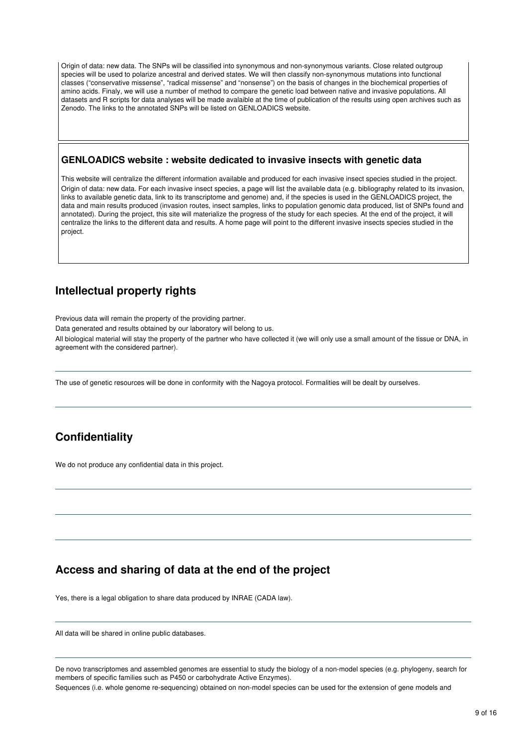Origin of data: new data. The SNPs will be classified into synonymous and non-synonymous variants. Close related outgroup species will be used to polarize ancestral and derived states. We will then classify non-synonymous mutations into functional classes ("conservative missense", "radical missense" and "nonsense") on the basis of changes in the biochemical properties of amino acids. Finaly, we will use a number of method to compare the genetic load between native and invasive populations. All datasets and R scripts for data analyses will be made avalaible at the time of publication of the results using open archives such as Zenodo. The links to the annotated SNPs will be listed on GENLOADICS website.

### GENLOADICS website : website dedicated to invasive insects with genetic data

This website will centralize the different information available and produced for each invasive insect species studied in the project.

Origin of data: new data. For each invasive insect species, a page will list the available data (e.g. bibliography related to its invasion, links to available genetic data, link to its transcriptome and genome) and, if the species is used in the GENLOADICS project, the data and main results produced (invasion routes, insect samples, links to population genomic data produced, list of SNPs found and annotated). During the project, this site will materialize the progress of the study for each species. At the end of the project, it will centralize the links to the different data and results. A home page will point to the different invasive insects species studied in the project.

## Intellectual property rights

Previous data will remain the property of the providing partner.

Data generated and results obtained by our laboratory will belong to us.

All biological material will stay the property of the partner who have collected it (we will only use a small amount of the tissue or DNA, in agreement with the considered partner).

The use of genetic resources will be done in conformity with the Nagoya protocol. Formalities will be dealt by ourselves.

## Confidentiality

We do not produce any confidential data in this project.

## Access and sharing of data at the end of the project

Yes, there is a legal obligation to share data produced by INRAE (CADA law).

All data will be shared in online public databases.

De novo transcriptomes and assembled genomes are essential to study the biology of a non-model species (e.g. phylogeny, search for members of specific families such as P450 or carbohydrate Active Enzymes).

Sequences (i.e. whole genome re-sequencing) obtained on non-model species can be used for the extension of gene models and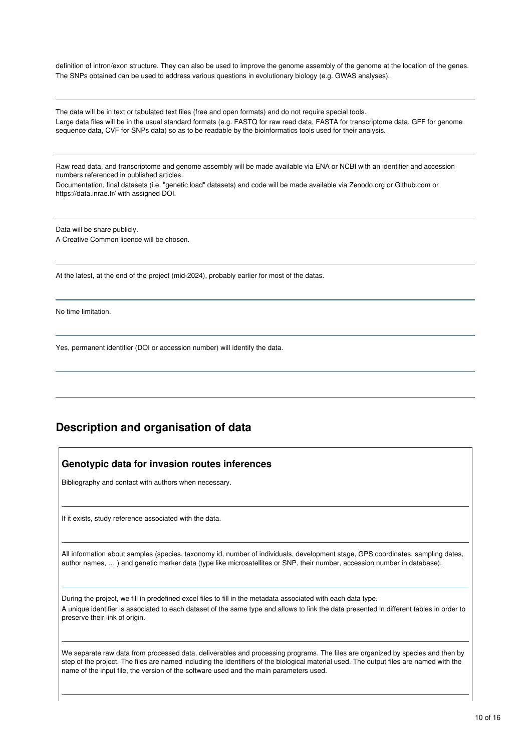definition of intron/exon structure. They can also be used to improve the genome assembly of the genome at the location of the genes. The SNPs obtained can be used to address various questions in evolutionary biology (e.g. GWAS analyses).

---

The data will be in text or tabulated text files (free and open formats) and do not require special tools.
Large data files will be in the usual standard formats (e.g. FASTQ for raw read data, FASTA for transcriptome data, GFF for genome sequence data, CVF for SNPs data) so as to be readable by the bioinformatics tools used for their analysis.

---

Raw read data, and transcriptome and genome assembly will be made available via ENA or NCBI with an identifier and accession numbers referenced in published articles.
Documentation, final datasets (i.e. "genetic load" datasets) and code will be made available via Zenodo.org or Github.com or https://data.inrae.fr/ with assigned DOI.

---

Data will be share publicly.
A Creative Common licence will be chosen.

---

At the latest, at the end of the project (mid-2024), probably earlier for most of the datas.

---

No time limitation.

---

Yes, permanent identifier (DOI or accession number) will identify the data.

---

## Description and organisation of data

### Genotypic data for invasion routes inferences

Bibliography and contact with authors when necessary.

---

If it exists, study reference associated with the data.

---

All information about samples (species, taxonomy id, number of individuals, development stage, GPS coordinates, sampling dates, author names, … ) and genetic marker data (type like microsatellites or SNP, their number, accession number in database).

---

During the project, we fill in predefined excel files to fill in the metadata associated with each data type.
A unique identifier is associated to each dataset of the same type and allows to link the data presented in different tables in order to preserve their link of origin.

---

We separate raw data from processed data, deliverables and processing programs. The files are organized by species and then by step of the project. The files are named including the identifiers of the biological material used. The output files are named with the name of the input file, the version of the software used and the main parameters used.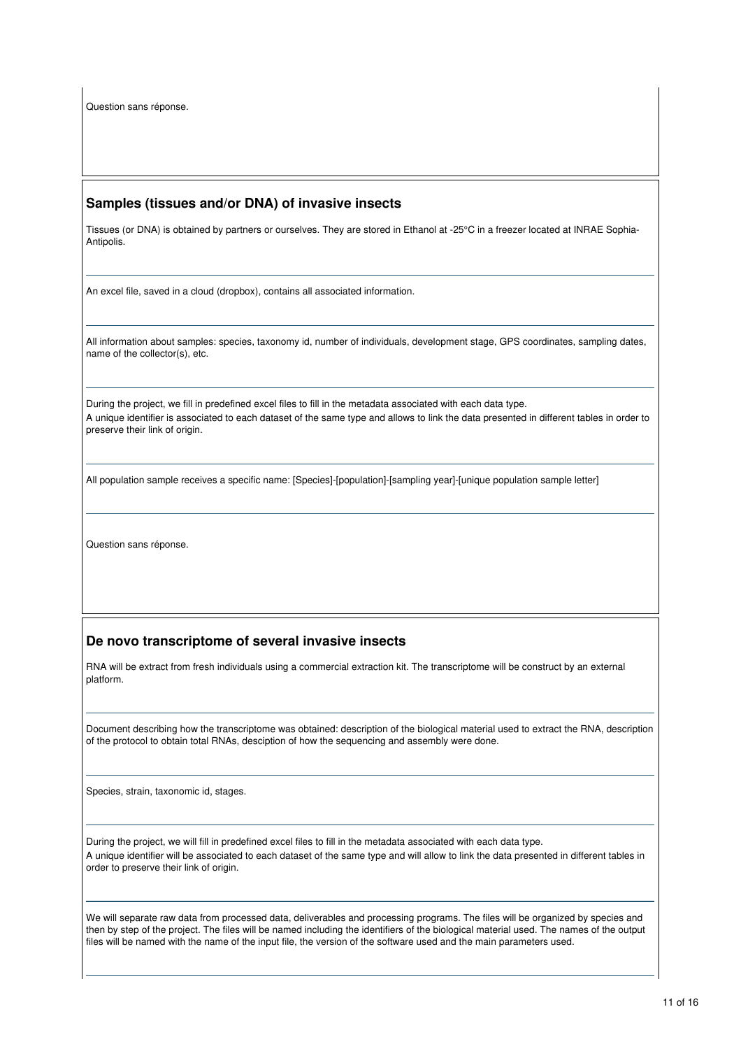Question sans réponse.

## Samples (tissues and/or DNA) of invasive insects

Tissues (or DNA) is obtained by partners or ourselves. They are stored in Ethanol at -25°C in a freezer located at INRAE Sophia-Antipolis.

An excel file, saved in a cloud (dropbox), contains all associated information.

All information about samples: species, taxonomy id, number of individuals, development stage, GPS coordinates, sampling dates, name of the collector(s), etc.

During the project, we fill in predefined excel files to fill in the metadata associated with each data type.
A unique identifier is associated to each dataset of the same type and allows to link the data presented in different tables in order to preserve their link of origin.

All population sample receives a specific name: [Species]-[population]-[sampling year]-[unique population sample letter]

Question sans réponse.

## De novo transcriptome of several invasive insects

RNA will be extract from fresh individuals using a commercial extraction kit. The transcriptome will be construct by an external platform.

Document describing how the transcriptome was obtained: description of the biological material used to extract the RNA, description of the protocol to obtain total RNAs, desciption of how the sequencing and assembly were done.

Species, strain, taxonomic id, stages.

During the project, we will fill in predefined excel files to fill in the metadata associated with each data type.
A unique identifier will be associated to each dataset of the same type and will allow to link the data presented in different tables in order to preserve their link of origin.

We will separate raw data from processed data, deliverables and processing programs. The files will be organized by species and then by step of the project. The files will be named including the identifiers of the biological material used. The names of the output files will be named with the name of the input file, the version of the software used and the main parameters used.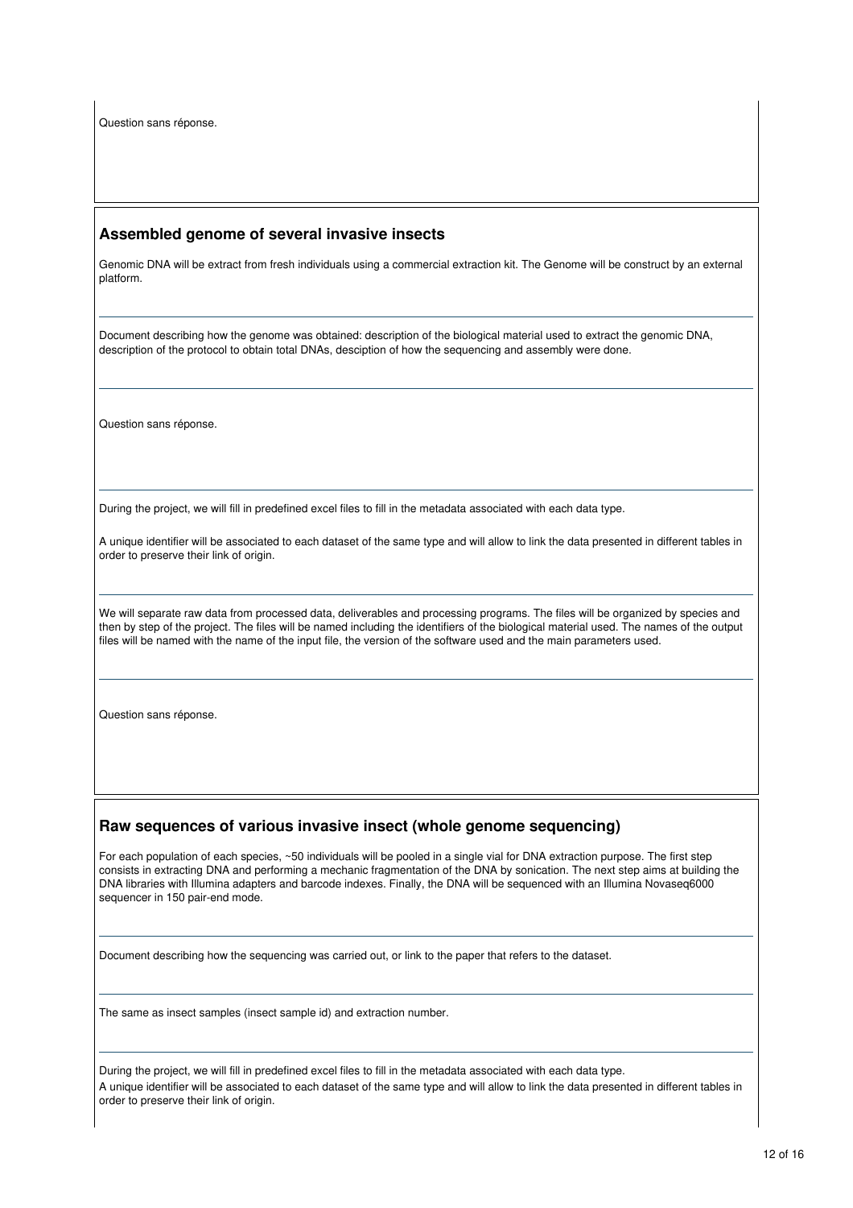Question sans réponse.

### Assembled genome of several invasive insects

Genomic DNA will be extract from fresh individuals using a commercial extraction kit. The Genome will be construct by an external platform.

Document describing how the genome was obtained: description of the biological material used to extract the genomic DNA, description of the protocol to obtain total DNAs, desciption of how the sequencing and assembly were done.

Question sans réponse.

During the project, we will fill in predefined excel files to fill in the metadata associated with each data type.

A unique identifier will be associated to each dataset of the same type and will allow to link the data presented in different tables in order to preserve their link of origin.

We will separate raw data from processed data, deliverables and processing programs. The files will be organized by species and then by step of the project. The files will be named including the identifiers of the biological material used. The names of the output files will be named with the name of the input file, the version of the software used and the main parameters used.

Question sans réponse.

### Raw sequences of various invasive insect (whole genome sequencing)

For each population of each species, ~50 individuals will be pooled in a single vial for DNA extraction purpose. The first step consists in extracting DNA and performing a mechanic fragmentation of the DNA by sonication. The next step aims at building the DNA libraries with Illumina adapters and barcode indexes. Finally, the DNA will be sequenced with an Illumina Novaseq6000 sequencer in 150 pair-end mode.

Document describing how the sequencing was carried out, or link to the paper that refers to the dataset.

The same as insect samples (insect sample id) and extraction number.

During the project, we will fill in predefined excel files to fill in the metadata associated with each data type.

A unique identifier will be associated to each dataset of the same type and will allow to link the data presented in different tables in order to preserve their link of origin.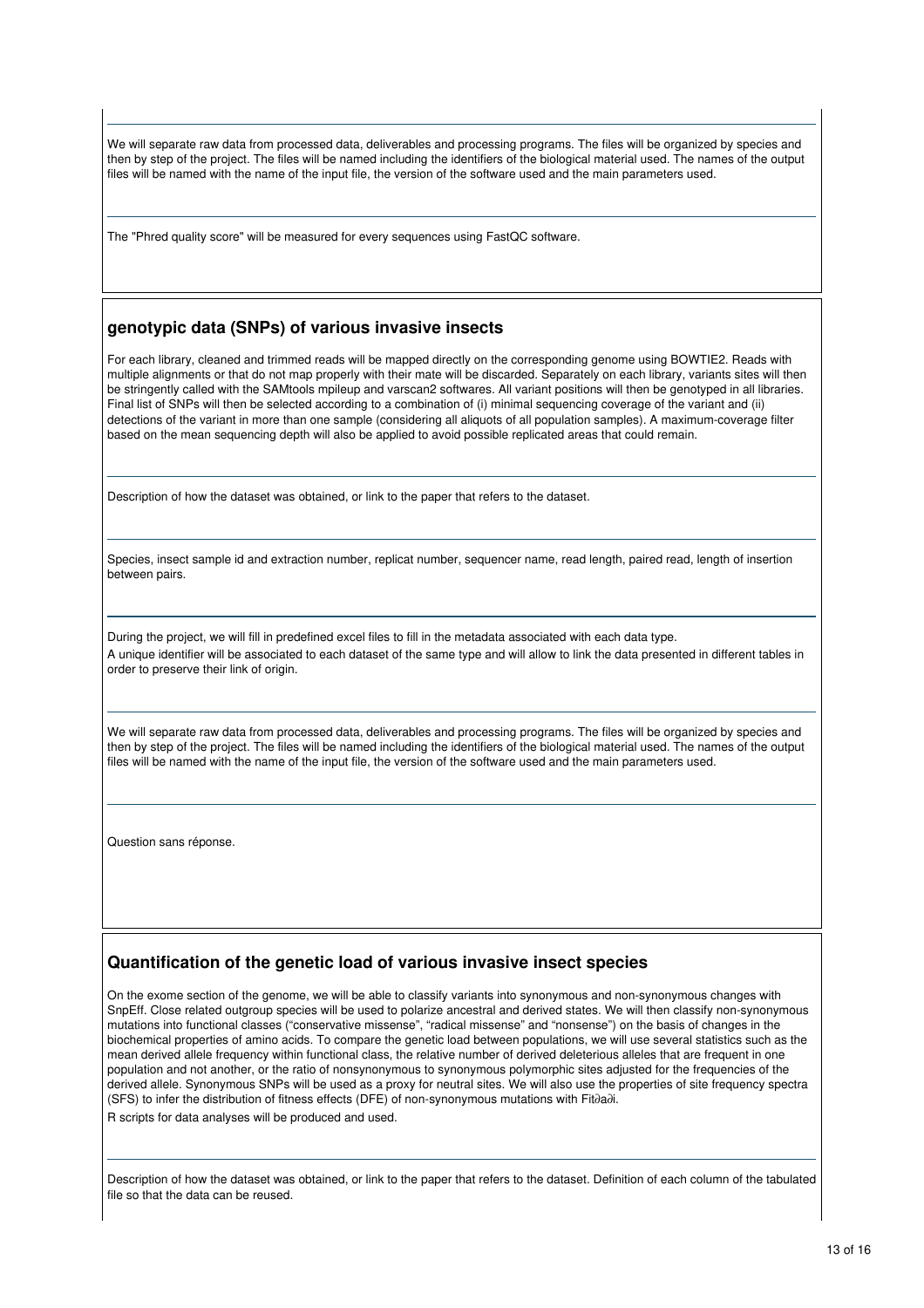We will separate raw data from processed data, deliverables and processing programs. The files will be organized by species and then by step of the project. The files will be named including the identifiers of the biological material used. The names of the output files will be named with the name of the input file, the version of the software used and the main parameters used.

The "Phred quality score" will be measured for every sequences using FastQC software.

## genotypic data (SNPs) of various invasive insects

For each library, cleaned and trimmed reads will be mapped directly on the corresponding genome using BOWTIE2. Reads with multiple alignments or that do not map properly with their mate will be discarded. Separately on each library, variants sites will then be stringently called with the SAMtools mpileup and varscan2 softwares. All variant positions will then be genotyped in all libraries. Final list of SNPs will then be selected according to a combination of (i) minimal sequencing coverage of the variant and (ii) detections of the variant in more than one sample (considering all aliquots of all population samples). A maximum-coverage filter based on the mean sequencing depth will also be applied to avoid possible replicated areas that could remain.

Description of how the dataset was obtained, or link to the paper that refers to the dataset.

Species, insect sample id and extraction number, replicat number, sequencer name, read length, paired read, length of insertion between pairs.

During the project, we will fill in predefined excel files to fill in the metadata associated with each data type.
A unique identifier will be associated to each dataset of the same type and will allow to link the data presented in different tables in order to preserve their link of origin.

We will separate raw data from processed data, deliverables and processing programs. The files will be organized by species and then by step of the project. The files will be named including the identifiers of the biological material used. The names of the output files will be named with the name of the input file, the version of the software used and the main parameters used.

Question sans réponse.

## Quantification of the genetic load of various invasive insect species

On the exome section of the genome, we will be able to classify variants into synonymous and non-synonymous changes with SnpEff. Close related outgroup species will be used to polarize ancestral and derived states. We will then classify non-synonymous mutations into functional classes ("conservative missense", "radical missense" and "nonsense") on the basis of changes in the biochemical properties of amino acids. To compare the genetic load between populations, we will use several statistics such as the mean derived allele frequency within functional class, the relative number of derived deleterious alleles that are frequent in one population and not another, or the ratio of nonsynonymous to synonymous polymorphic sites adjusted for the frequencies of the derived allele. Synonymous SNPs will be used as a proxy for neutral sites. We will also use the properties of site frequency spectra (SFS) to infer the distribution of fitness effects (DFE) of non-synonymous mutations with Fit∂a∂i.
R scripts for data analyses will be produced and used.

Description of how the dataset was obtained, or link to the paper that refers to the dataset. Definition of each column of the tabulated file so that the data can be reused.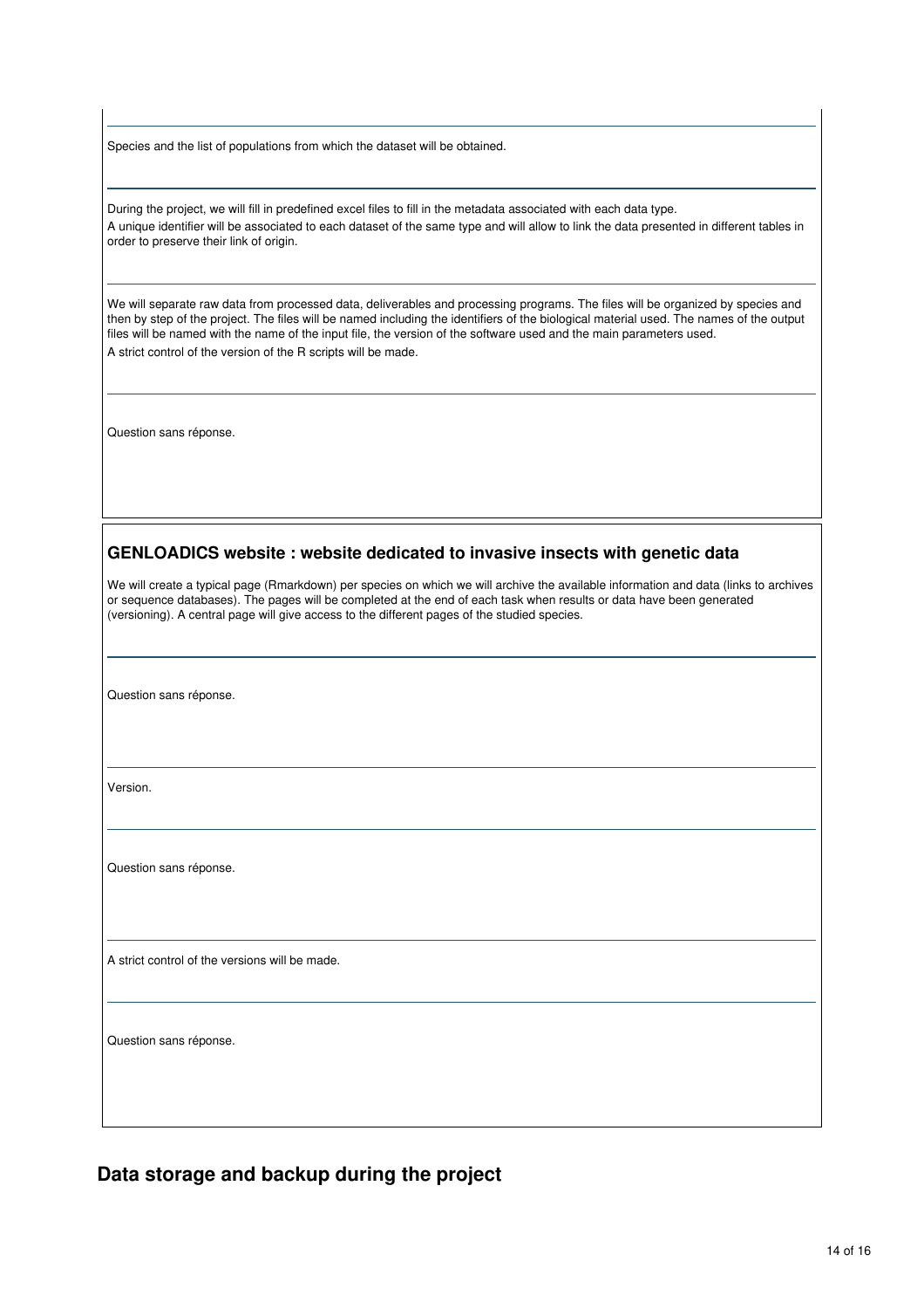Species and the list of populations from which the dataset will be obtained.

During the project, we will fill in predefined excel files to fill in the metadata associated with each data type.

A unique identifier will be associated to each dataset of the same type and will allow to link the data presented in different tables in order to preserve their link of origin.

We will separate raw data from processed data, deliverables and processing programs. The files will be organized by species and then by step of the project. The files will be named including the identifiers of the biological material used. The names of the output files will be named with the name of the input file, the version of the software used and the main parameters used.

A strict control of the version of the R scripts will be made.

Question sans réponse.

### GENLOADICS website : website dedicated to invasive insects with genetic data

We will create a typical page (Rmarkdown) per species on which we will archive the available information and data (links to archives or sequence databases). The pages will be completed at the end of each task when results or data have been generated (versioning). A central page will give access to the different pages of the studied species.

Question sans réponse.

Version.

Question sans réponse.

A strict control of the versions will be made.

Question sans réponse.

## Data storage and backup during the project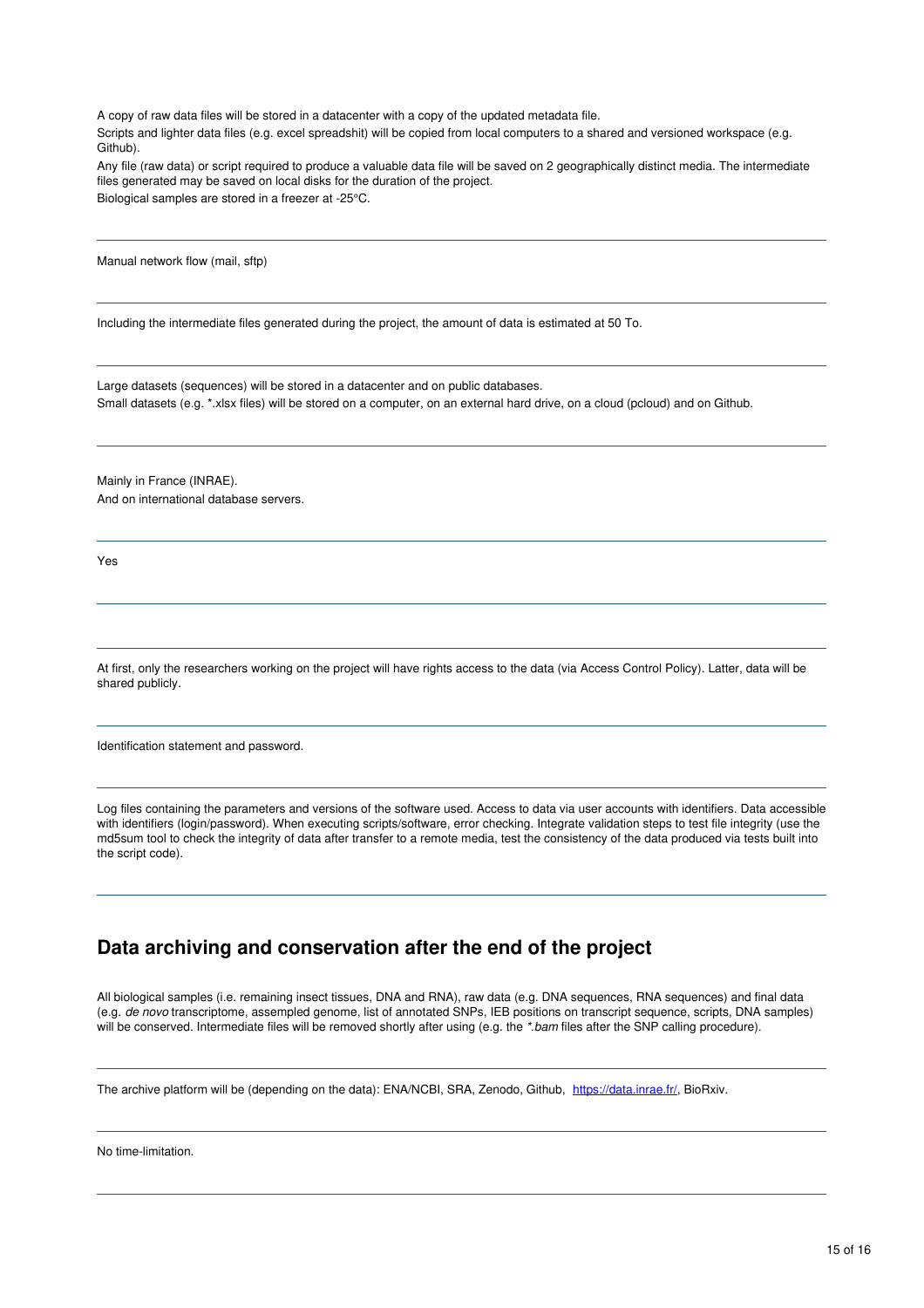A copy of raw data files will be stored in a datacenter with a copy of the updated metadata file.

Scripts and lighter data files (e.g. excel spreadshit) will be copied from local computers to a shared and versioned workspace (e.g. Github).

Any file (raw data) or script required to produce a valuable data file will be saved on 2 geographically distinct media. The intermediate files generated may be saved on local disks for the duration of the project.

Biological samples are stored in a freezer at -25°C.

---

Manual network flow (mail, sftp)

---

Including the intermediate files generated during the project, the amount of data is estimated at 50 To.

---

Large datasets (sequences) will be stored in a datacenter and on public databases.

Small datasets (e.g. *.xlsx files) will be stored on a computer, on an external hard drive, on a cloud (pcloud) and on Github.

---

Mainly in France (INRAE).

And on international database servers.

---

Yes

---

---

At first, only the researchers working on the project will have rights access to the data (via Access Control Policy). Latter, data will be shared publicly.

---

Identification statement and password.

---

Log files containing the parameters and versions of the software used. Access to data via user accounts with identifiers. Data accessible with identifiers (login/password). When executing scripts/software, error checking. Integrate validation steps to test file integrity (use the md5sum tool to check the integrity of data after transfer to a remote media, test the consistency of the data produced via tests built into the script code).

---

## Data archiving and conservation after the end of the project

All biological samples (i.e. remaining insect tissues, DNA and RNA), raw data (e.g. DNA sequences, RNA sequences) and final data (e.g. *de novo* transcriptome, assempled genome, list of annotated SNPs, IEB positions on transcript sequence, scripts, DNA samples) will be conserved. Intermediate files will be removed shortly after using (e.g. the *\*.bam* files after the SNP calling procedure).

---

The archive platform will be (depending on the data): ENA/NCBI, SRA, Zenodo, Github, [https://data.inrae.fr/](https://data.inrae.fr/), BioRxiv.

---

No time-limitation.

---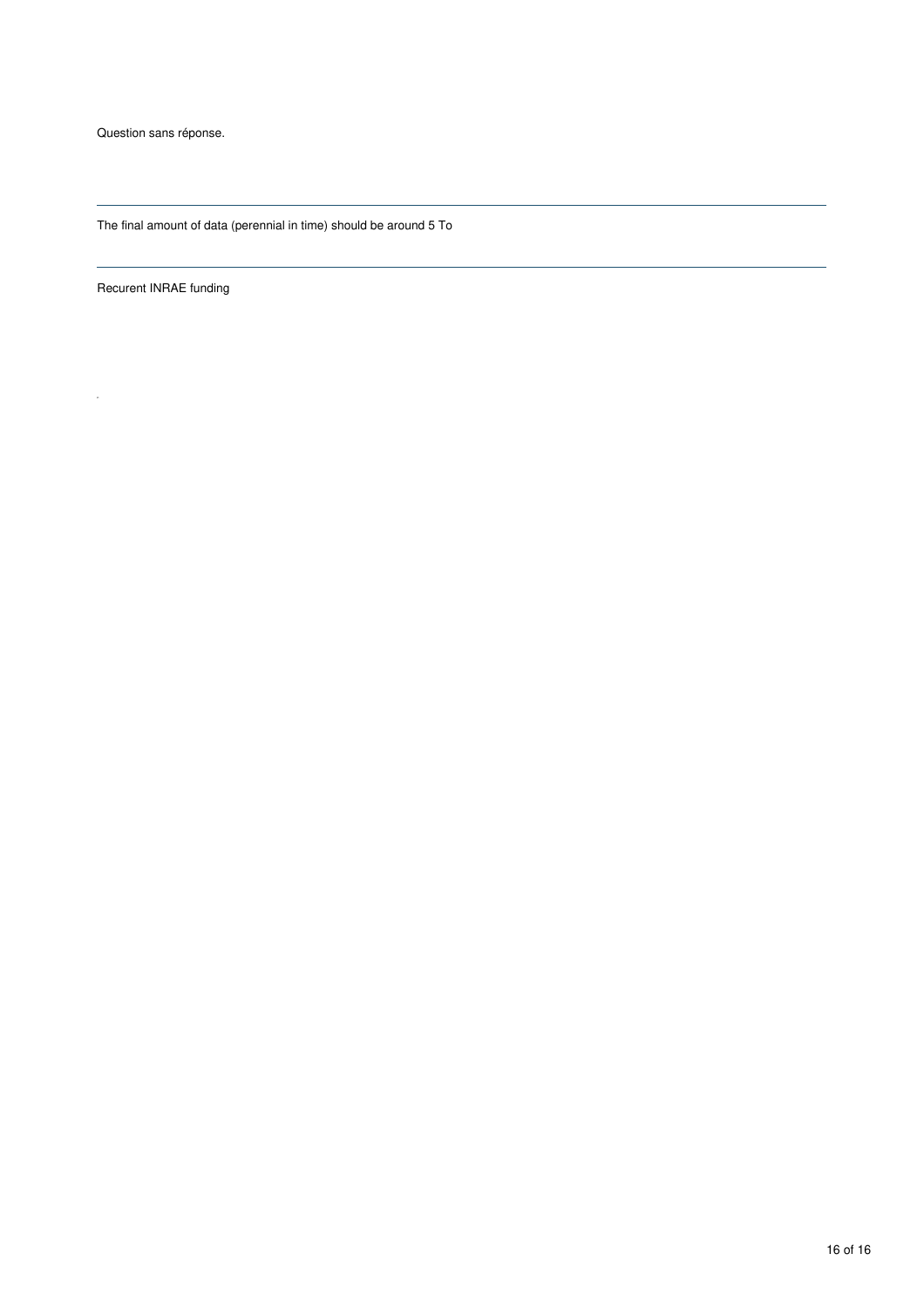Question sans réponse.

---

The final amount of data (perennial in time) should be around 5 To

---

Recurent INRAE funding